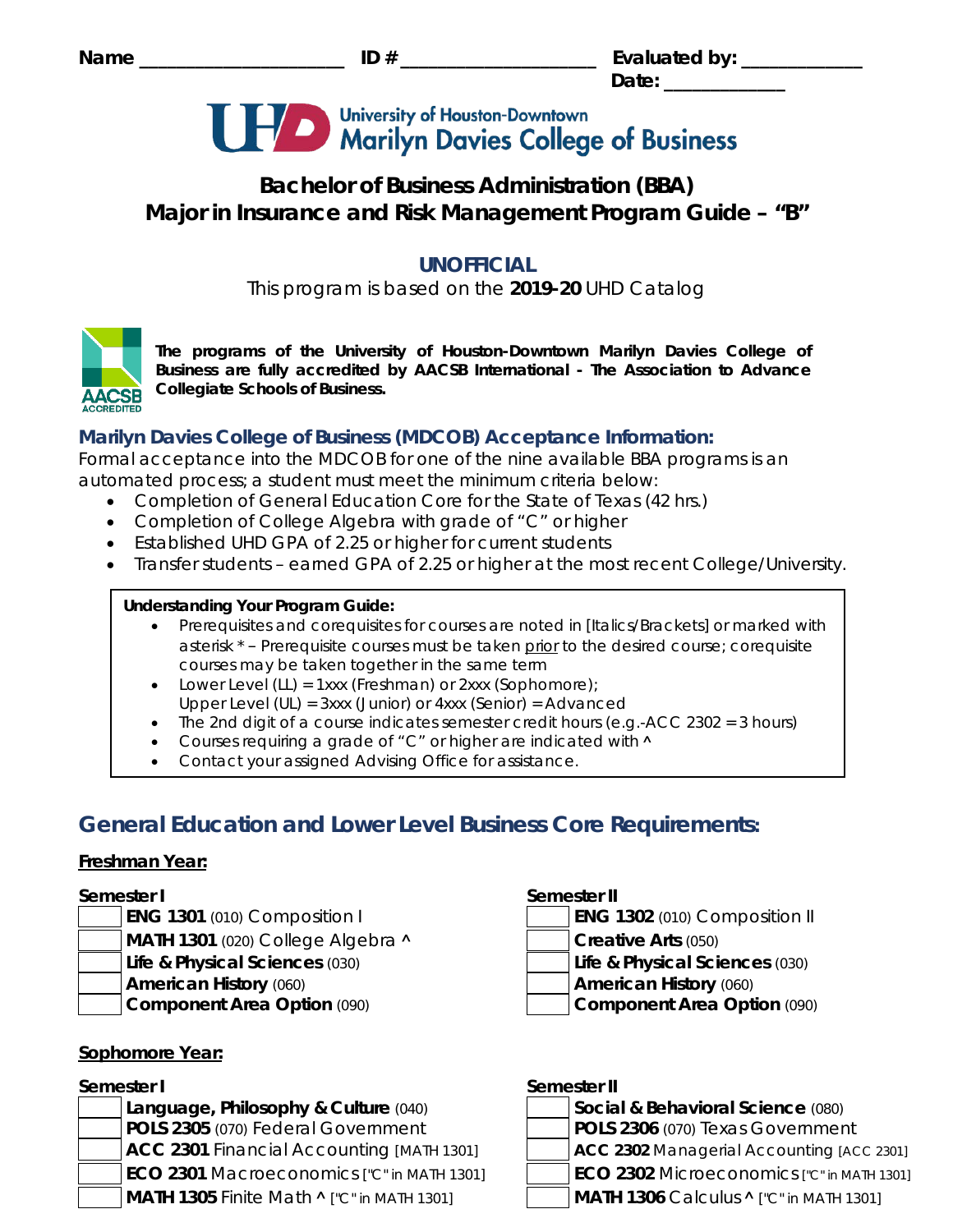Name ____________________ ID # ___________________ Evaluated by: ___________
Date: ___________

University of Houston-Downtown
Marilyn Davies College of Business

# Bachelor of Business Administration (BBA) Major in Insurance and Risk Management Program Guide – "B"

## UNOFFICIAL

This program is based on the **2019-20** UHD Catalog

**The programs of the University of Houston-Downtown Marilyn Davies College of Business are fully accredited by AACSB International - The Association to Advance Collegiate Schools of Business.**

### Marilyn Davies College of Business (MDCOB) Acceptance Information:

Formal acceptance into the MDCOB for one of the nine available BBA programs is an automated process; a student must meet the minimum criteria below:

- Completion of General Education Core for the State of Texas (42 hrs.)
- Completion of College Algebra with grade of "C" or higher
- Established UHD GPA of 2.25 or higher for current students
- Transfer students – earned GPA of 2.25 or higher at the most recent College/University.

**Understanding Your Program Guide:**

- Prerequisites and corequisites for courses are noted in [Italics/Brackets] or marked with asterisk * – Prerequisite courses must be taken prior to the desired course; corequisite courses may be taken together in the same term
- Lower Level (LL) = 1xxx (Freshman) or 2xxx (Sophomore); Upper Level (UL) = 3xxx (Junior) or 4xxx (Senior) = Advanced
- The 2nd digit of a course indicates semester credit hours (e.g.-ACC 2302 = 3 hours)
- Courses requiring a grade of "C" or higher are indicated with ^
- Contact your assigned Advising Office for assistance.

## General Education and Lower Level Business Core Requirements:

**Freshman Year:**

**Semester I**

- [ ] **ENG 1301** (010) Composition I
- [ ] **MATH 1301** (020) College Algebra ^
- [ ] **Life & Physical Sciences** (030)
- [ ] **American History** (060)
- [ ] **Component Area Option** (090)

**Semester II**

- [ ] **ENG 1302** (010) Composition II
- [ ] **Creative Arts** (050)
- [ ] **Life & Physical Sciences** (030)
- [ ] **American History** (060)
- [ ] **Component Area Option** (090)

**Sophomore Year:**

**Semester I**

- [ ] **Language, Philosophy & Culture** (040)
- [ ] **POLS 2305** (070) Federal Government
- [ ] **ACC 2301** Financial Accounting [MATH 1301]
- [ ] **ECO 2301** Macroeconomics ["C" in MATH 1301]
- [ ] **MATH 1305** Finite Math ^ ["C" in MATH 1301]

**Semester II**

- [ ] **Social & Behavioral Science** (080)
- [ ] **POLS 2306** (070) Texas Government
- [ ] **ACC 2302** Managerial Accounting [ACC 2301]
- [ ] **ECO 2302** Microeconomics ["C" in MATH 1301]
- [ ] **MATH 1306** Calculus ^ ["C" in MATH 1301]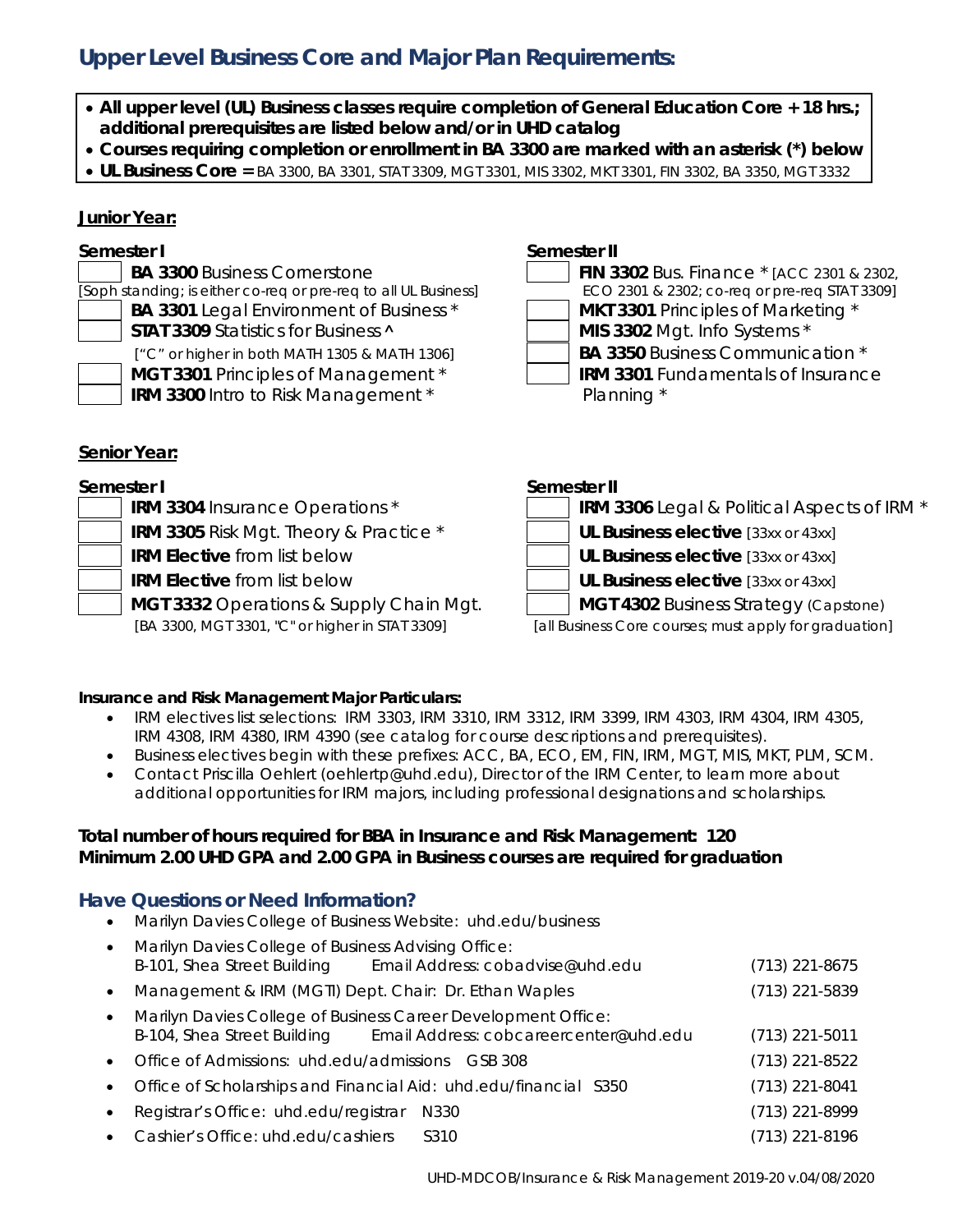## Upper Level Business Core and Major Plan Requirements:

- **All upper level (UL) Business classes require completion of General Education Core + 18 hrs.; additional prerequisites are listed below and/or in UHD catalog**
- **Courses requiring completion or enrollment in BA 3300 are marked with an asterisk (*) below**
- **UL Business Core =** BA 3300, BA 3301, STAT 3309, MGT 3301, MIS 3302, MKT 3301, FIN 3302, BA 3350, MGT 3332

### Junior Year:

**Semester I**

- ☐ **BA 3300** Business Cornerstone
  [Soph standing; is either co-req or pre-req to all UL Business]
- ☐ **BA 3301** Legal Environment of Business *
- ☐ **STAT 3309** Statistics for Business ^
  ["C" or higher in both MATH 1305 & MATH 1306]
- ☐ **MGT 3301** Principles of Management *
- ☐ **IRM 3300** Intro to Risk Management *

**Semester II**

- ☐ **FIN 3302** Bus. Finance * [ACC 2301 & 2302, ECO 2301 & 2302; co-req or pre-req STAT 3309]
- ☐ **MKT 3301** Principles of Marketing *
- ☐ **MIS 3302** Mgt. Info Systems *
- ☐ **BA 3350** Business Communication *
- ☐ **IRM 3301** Fundamentals of Insurance Planning *

### Senior Year:

**Semester I**

- ☐ **IRM 3304** Insurance Operations *
- ☐ **IRM 3305** Risk Mgt. Theory & Practice *
- ☐ **IRM Elective** from list below
- ☐ **IRM Elective** from list below
- ☐ **MGT 3332** Operations & Supply Chain Mgt.
  [BA 3300, MGT 3301, "C" or higher in STAT 3309]

**Semester II**

- ☐ **IRM 3306** Legal & Political Aspects of IRM *
- ☐ **UL Business elective** [33xx or 43xx]
- ☐ **UL Business elective** [33xx or 43xx]
- ☐ **UL Business elective** [33xx or 43xx]
- ☐ **MGT 4302** Business Strategy (Capstone)
  [all Business Core courses; must apply for graduation]

**Insurance and Risk Management Major Particulars:**

- IRM electives list selections: IRM 3303, IRM 3310, IRM 3312, IRM 3399, IRM 4303, IRM 4304, IRM 4305, IRM 4308, IRM 4380, IRM 4390 (see catalog for course descriptions and prerequisites).
- Business electives begin with these prefixes: ACC, BA, ECO, EM, FIN, IRM, MGT, MIS, MKT, PLM, SCM.
- Contact Priscilla Oehlert (oehlertp@uhd.edu), Director of the IRM Center, to learn more about additional opportunities for IRM majors, including professional designations and scholarships.

**Total number of hours required for BBA in Insurance and Risk Management: 120**
**Minimum 2.00 UHD GPA and 2.00 GPA in Business courses are required for graduation**

## Have Questions or Need Information?

- Marilyn Davies College of Business Website: uhd.edu/business
- Marilyn Davies College of Business Advising Office:
  B-101, Shea Street Building — Email Address: cobadvise@uhd.edu — (713) 221-8675
- Management & IRM (MGTI) Dept. Chair: Dr. Ethan Waples — (713) 221-5839
- Marilyn Davies College of Business Career Development Office:
  B-104, Shea Street Building — Email Address: cobcareercenter@uhd.edu — (713) 221-5011
- Office of Admissions: uhd.edu/admissions GSB 308 — (713) 221-8522
- Office of Scholarships and Financial Aid: uhd.edu/financial S350 — (713) 221-8041
- Registrar's Office: uhd.edu/registrar N330 — (713) 221-8999
- Cashier's Office: uhd.edu/cashiers S310 — (713) 221-8196

UHD-MDCOB/Insurance & Risk Management 2019-20 v.04/08/2020